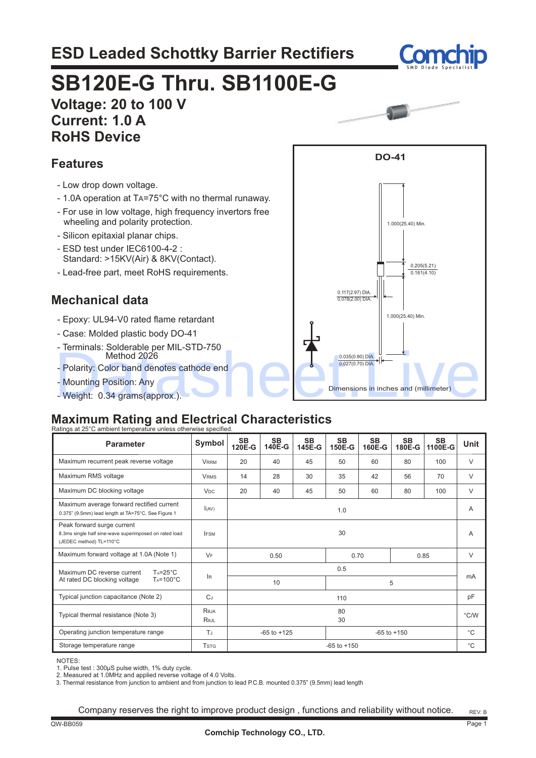# ESD Leaded Schottky Barrier Rectifiers

# SB120E-G Thru. SB1100E-G

**Voltage: 20 to 100 V**
**Current: 1.0 A**
**RoHS Device**

## Features

- Low drop down voltage.
- 1.0A operation at $T_A$=75°C with no thermal runaway.
- For use in low voltage, high frequency invertors free wheeling and polarity protection.
- Silicon epitaxial planar chips.
- ESD test under IEC6100-4-2 : Standard: >15KV(Air) & 8KV(Contact).
- Lead-free part, meet RoHS requirements.

## Mechanical data

- Epoxy: UL94-V0 rated flame retardant
- Case: Molded plastic body DO-41
- Terminals: Solderable per MIL-STD-750 Method 2026
- Polarity: Color band denotes cathode end
- Mounting Position: Any
- Weight: 0.34 grams(approx.).

DO-41

1.000(25.40) Min.
0.205(5.21)
0.161(4.10)
0.117(2.97) DIA.
0.078(2.00) DIA.
1.000(25.40) Min.
0.035(0.90) DIA.
0.027(0.70) DIA.

Dimensions in inches and (millimeter)

## Maximum Rating and Electrical Characteristics

Ratings at 25°C ambient temperature unless otherwise specified.

| Parameter | Symbol | SB 120E-G | SB 140E-G | SB 145E-G | SB 150E-G | SB 160E-G | SB 180E-G | SB 1100E-G | Unit |
|---|---|---|---|---|---|---|---|---|---|
| Maximum recurrent peak reverse voltage | $V_{RRM}$ | 20 | 40 | 45 | 50 | 60 | 80 | 100 | V |
| Maximum RMS voltage | $V_{RMS}$ | 14 | 28 | 30 | 35 | 42 | 56 | 70 | V |
| Maximum DC blocking voltage | $V_{DC}$ | 20 | 40 | 45 | 50 | 60 | 80 | 100 | V |
| Maximum average forward rectified current 0.375" (9.5mm) lead length at TA=75°C, See Figure 1 | $I_{(AV)}$ | 1.0 | | | | | | | A |
| Peak forward surge current 8.3ms single half sine-wave superimposed on rated load (JEDEC method) TL=110°C | $I_{FSM}$ | 30 | | | | | | | A |
| Maximum forward voltage at 1.0A (Note 1) | $V_F$ | 0.50 | | | 0.70 | | 0.85 | | V |
| Maximum DC reverse current at rated DC blocking voltage, $T_A$=25°C | $I_R$ | 0.5 | | | | | | | mA |
| Maximum DC reverse current at rated DC blocking voltage, $T_A$=100°C | $I_R$ | 10 | | | 5 | | | | mA |
| Typical junction capacitance (Note 2) | $C_J$ | 110 | | | | | | | pF |
| Typical thermal resistance (Note 3) | $R_{\theta JA}$ / $R_{\theta JL}$ | 80 / 30 | | | | | | | °C/W |
| Operating junction temperature range | $T_J$ | -65 to +125 | | | -65 to +150 | | | | °C |
| Storage temperature range | $T_{STG}$ | -65 to +150 | | | | | | | °C |

NOTES:
1. Pulse test : 300μS pulse width, 1% duty cycle.
2. Measured at 1.0MHz and applied reverse voltage of 4.0 Volts.
3. Thermal resistance from junction to ambient and from junction to lead P.C.B. mounted 0.375" (9.5mm) lead length

Company reserves the right to improve product design , functions and reliability without notice.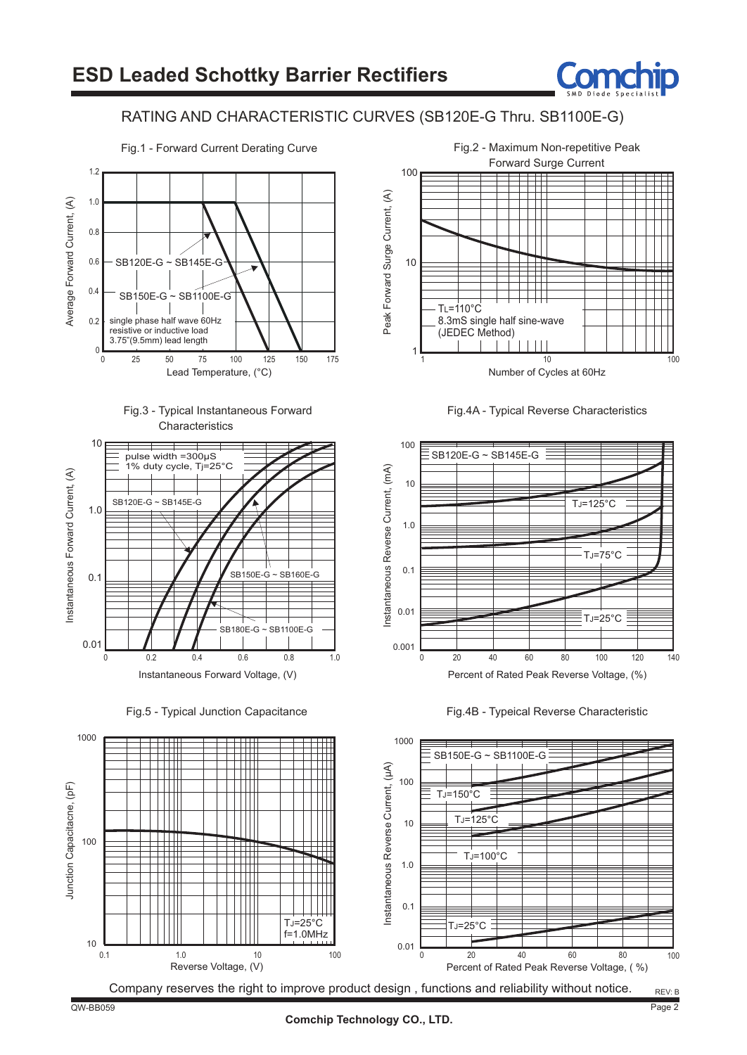## ESD Leaded Schottky Barrier Rectifiers

### RATING AND CHARACTERISTIC CURVES (SB120E-G Thru. SB1100E-G)

**Fig.1 - Forward Current Derating Curve**

Average Forward Current, (A) vs. Lead Temperature, (°C)

- SB120E-G ~ SB145E-G
- SB150E-G ~ SB1100E-G
- single phase half wave 60Hz resistive or inductive load 3.75"(9.5mm) lead length

**Fig.2 - Maximum Non-repetitive Peak Forward Surge Current**

Peak Forward Surge Current, (A) vs. Number of Cycles at 60Hz

- $T_L$=110°C
- 8.3mS single half sine-wave (JEDEC Method)

**Fig.3 - Typical Instantaneous Forward Characteristics**

Instantaneous Forward Current, (A) vs. Instantaneous Forward Voltage, (V)

- pulse width =300μS 1% duty cycle, Tj=25°C
- SB120E-G ~ SB145E-G
- SB150E-G ~ SB160E-G
- SB180E-G ~ SB1100E-G

**Fig.4A - Typical Reverse Characteristics**

Instantaneous Reverse Current, (mA) vs. Percent of Rated Peak Reverse Voltage, (%)

- SB120E-G ~ SB145E-G
- $T_J$=125°C
- $T_J$=75°C
- $T_J$=25°C

**Fig.5 - Typical Junction Capacitance**

Junction Capacitacne, (pF) vs. Reverse Voltage, (V)

- $T_J$=25°C
- f=1.0MHz

**Fig.4B - Typeical Reverse Characteristic**

Instantaneous Reverse Current, (μA) vs. Percent of Rated Peak Reverse Voltage, ( %)

- SB150E-G ~ SB1100E-G
- $T_J$=150°C
- $T_J$=125°C
- $T_J$=100°C
- $T_J$=25°C

Company reserves the right to improve product design , functions and reliability without notice.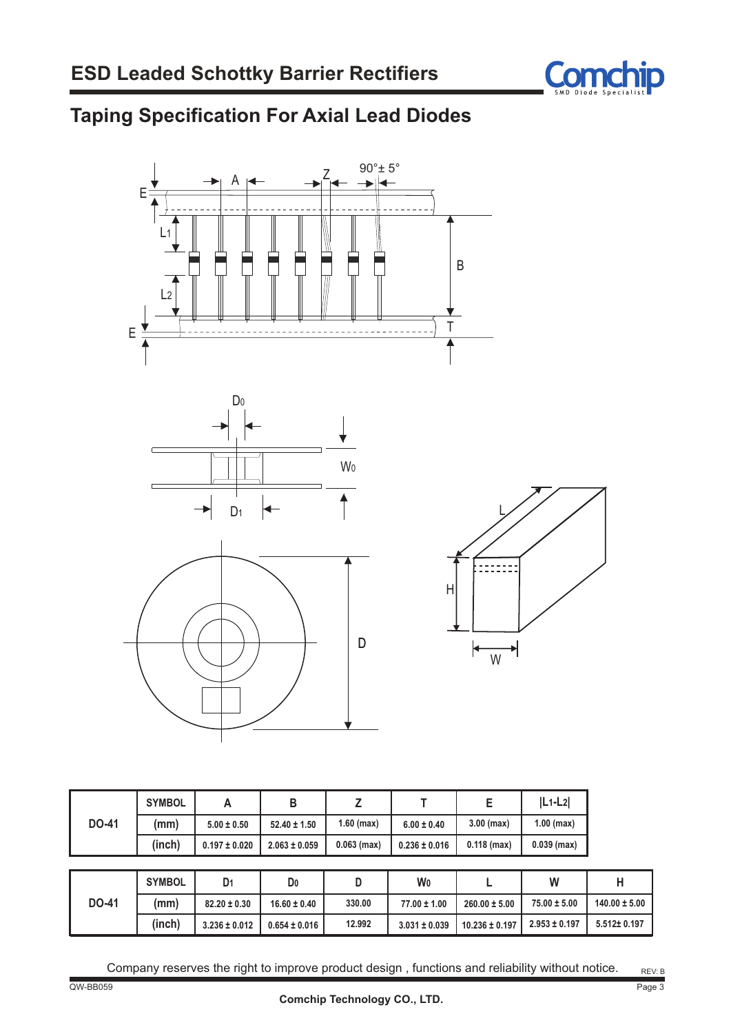# ESD Leaded Schottky Barrier Rectifiers

## Taping Specification For Axial Lead Diodes

| DO-41 | SYMBOL | A | B | Z | T | E | \|L1-L2\| |
|---|---|---|---|---|---|---|---|
| | (mm) | 5.00 ± 0.50 | 52.40 ± 1.50 | 1.60 (max) | 6.00 ± 0.40 | 3.00 (max) | 1.00 (max) |
| | (inch) | 0.197 ± 0.020 | 2.063 ± 0.059 | 0.063 (max) | 0.236 ± 0.016 | 0.118 (max) | 0.039 (max) |

| DO-41 | SYMBOL | $D_1$ | $D_0$ | D | $W_0$ | L | W | H |
|---|---|---|---|---|---|---|---|---|
| | (mm) | 82.20 ± 0.30 | 16.60 ± 0.40 | 330.00 | 77.00 ± 1.00 | 260.00 ± 5.00 | 75.00 ± 5.00 | 140.00 ± 5.00 |
| | (inch) | 3.236 ± 0.012 | 0.654 ± 0.016 | 12.992 | 3.031 ± 0.039 | 10.236 ± 0.197 | 2.953 ± 0.197 | 5.512± 0.197 |

Company reserves the right to improve product design , functions and reliability without notice.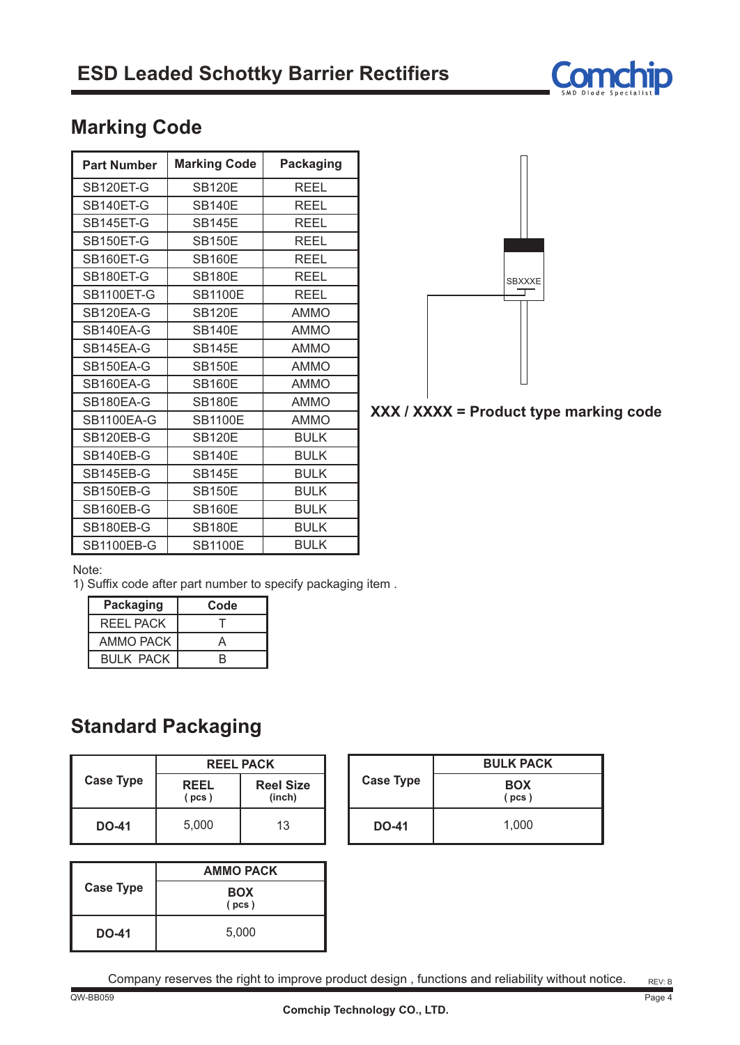## Marking Code

| Part Number | Marking Code | Packaging |
|---|---|---|
| SB120ET-G | SB120E | REEL |
| SB140ET-G | SB140E | REEL |
| SB145ET-G | SB145E | REEL |
| SB150ET-G | SB150E | REEL |
| SB160ET-G | SB160E | REEL |
| SB180ET-G | SB180E | REEL |
| SB1100ET-G | SB1100E | REEL |
| SB120EA-G | SB120E | AMMO |
| SB140EA-G | SB140E | AMMO |
| SB145EA-G | SB145E | AMMO |
| SB150EA-G | SB150E | AMMO |
| SB160EA-G | SB160E | AMMO |
| SB180EA-G | SB180E | AMMO |
| SB1100EA-G | SB1100E | AMMO |
| SB120EB-G | SB120E | BULK |
| SB140EB-G | SB140E | BULK |
| SB145EB-G | SB145E | BULK |
| SB150EB-G | SB150E | BULK |
| SB160EB-G | SB160E | BULK |
| SB180EB-G | SB180E | BULK |
| SB1100EB-G | SB1100E | BULK |

SBXXXE

**XXX / XXXX = Product type marking code**

Note:
1) Suffix code after part number to specify packaging item .

| Packaging | Code |
|---|---|
| REEL PACK | T |
| AMMO PACK | A |
| BULK PACK | B |

## Standard Packaging

| Case Type | REEL PACK | |
|---|---|---|
| | REEL (pcs) | Reel Size (inch) |
| DO-41 | 5,000 | 13 |

| Case Type | BULK PACK |
|---|---|
| | BOX (pcs) |
| DO-41 | 1,000 |

| Case Type | AMMO PACK |
|---|---|
| | BOX (pcs) |
| DO-41 | 5,000 |

Company reserves the right to improve product design , functions and reliability without notice.